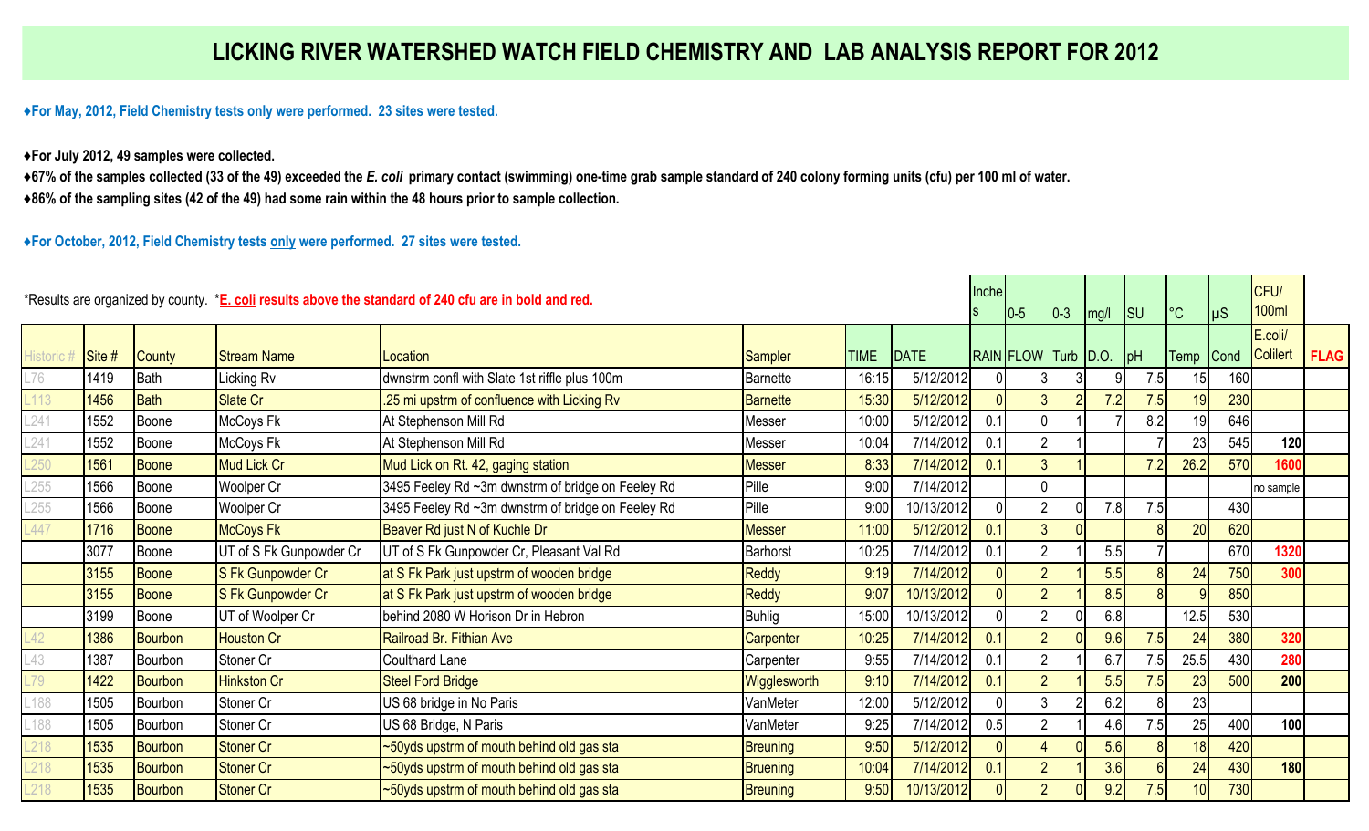# LICKING RIVER WATERSHED WATCH FIELD CHEMISTRY AND LAB ANALYSIS REPORT FOR 2012

**♦For May, 2012, Field Chemistry tests only were performed. 23 sites were tested.**

**♦For July 2012, 49 samples were collected.**

**♦67% of the samples collected (33 of the 49) exceeded the *E. coli* primary contact (swimming) one-time grab sample standard of 240 colony forming units (cfu) per 100 ml of water.**

**♦86% of the sampling sites (42 of the 49) had some rain within the 48 hours prior to sample collection.**

**♦For October, 2012, Field Chemistry tests only were performed. 27 sites were tested.**

*Results are organized by county. ***E. coli* results above the standard of 240 cfu are in bold and red.**

| | | | | | | | | Inches | 0-5 | 0-3 | mg/l | SU | °C | µS | CFU/ 100ml | |
|---|---|---|---|---|---|---|---|---|---|---|---|---|---|---|---|---|
| Historic # | Site # | County | Stream Name | Location | Sampler | TIME | DATE | RAIN | FLOW | Turb | D.O. | pH | Temp | Cond | E.coli/ Colilert | FLAG |
| L76 | 1419 | Bath | Licking Rv | dwnstrm confl with Slate 1st riffle plus 100m | Barnette | 16:15 | 5/12/2012 | 0 | 3 | 3 | 9 | 7.5 | 15 | 160 | | |
| L113 | 1456 | Bath | Slate Cr | .25 mi upstrm of confluence with Licking Rv | Barnette | 15:30 | 5/12/2012 | 0 | 3 | 2 | 7.2 | 7.5 | 19 | 230 | | |
| L241 | 1552 | Boone | McCoys Fk | At Stephenson Mill Rd | Messer | 10:00 | 5/12/2012 | 0.1 | 0 | 1 | 7 | 8.2 | 19 | 646 | | |
| L241 | 1552 | Boone | McCoys Fk | At Stephenson Mill Rd | Messer | 10:04 | 7/14/2012 | 0.1 | 2 | 1 | | 7 | 23 | 545 | **120** | |
| L250 | 1561 | Boone | Mud Lick Cr | Mud Lick on Rt. 42, gaging station | Messer | 8:33 | 7/14/2012 | 0.1 | 3 | 1 | | 7.2 | 26.2 | 570 | **1600** | |
| L255 | 1566 | Boone | Woolper Cr | 3495 Feeley Rd ~3m dwnstrm of bridge on Feeley Rd | Pille | 9:00 | 7/14/2012 | | 0 | | | | | | no sample | |
| L255 | 1566 | Boone | Woolper Cr | 3495 Feeley Rd ~3m dwnstrm of bridge on Feeley Rd | Pille | 9:00 | 10/13/2012 | 0 | 2 | 0 | 7.8 | 7.5 | | 430 | | |
| L447 | 1716 | Boone | McCoys Fk | Beaver Rd just N of Kuchle Dr | Messer | 11:00 | 5/12/2012 | 0.1 | 3 | 0 | | 8 | 20 | 620 | | |
| | 3077 | Boone | UT of S Fk Gunpowder Cr | UT of S Fk Gunpowder Cr, Pleasant Val Rd | Barhorst | 10:25 | 7/14/2012 | 0.1 | 2 | 1 | 5.5 | 7 | | 670 | **1320** | |
| | 3155 | Boone | S Fk Gunpowder Cr | at S Fk Park just upstrm of wooden bridge | Reddy | 9:19 | 7/14/2012 | 0 | 2 | 1 | 5.5 | 8 | 24 | 750 | **300** | |
| | 3155 | Boone | S Fk Gunpowder Cr | at S Fk Park just upstrm of wooden bridge | Reddy | 9:07 | 10/13/2012 | 0 | 2 | 1 | 8.5 | 8 | 9 | 850 | | |
| | 3199 | Boone | UT of Woolper Cr | behind 2080 W Horison Dr in Hebron | Buhlig | 15:00 | 10/13/2012 | 0 | 2 | 0 | 6.8 | | 12.5 | 530 | | |
| L42 | 1386 | Bourbon | Houston Cr | Railroad Br. Fithian Ave | Carpenter | 10:25 | 7/14/2012 | 0.1 | 2 | 0 | 9.6 | 7.5 | 24 | 380 | **320** | |
| L43 | 1387 | Bourbon | Stoner Cr | Coulthard Lane | Carpenter | 9:55 | 7/14/2012 | 0.1 | 2 | 1 | 6.7 | 7.5 | 25.5 | 430 | **280** | |
| L79 | 1422 | Bourbon | Hinkston Cr | Steel Ford Bridge | Wigglesworth | 9:10 | 7/14/2012 | 0.1 | 2 | 1 | 5.5 | 7.5 | 23 | 500 | **200** | |
| L188 | 1505 | Bourbon | Stoner Cr | US 68 bridge in No Paris | VanMeter | 12:00 | 5/12/2012 | 0 | 3 | 2 | 6.2 | 8 | 23 | | | |
| L188 | 1505 | Bourbon | Stoner Cr | US 68 Bridge, N Paris | VanMeter | 9:25 | 7/14/2012 | 0.5 | 2 | 1 | 4.6 | 7.5 | 25 | 400 | **100** | |
| L218 | 1535 | Bourbon | Stoner Cr | ~50yds upstrm of mouth behind old gas sta | Breuning | 9:50 | 5/12/2012 | 0 | 4 | 0 | 5.6 | 8 | 18 | 420 | | |
| L218 | 1535 | Bourbon | Stoner Cr | ~50yds upstrm of mouth behind old gas sta | Bruening | 10:04 | 7/14/2012 | 0.1 | 2 | 1 | 3.6 | 6 | 24 | 430 | **180** | |
| L218 | 1535 | Bourbon | Stoner Cr | ~50yds upstrm of mouth behind old gas sta | Breuning | 9:50 | 10/13/2012 | 0 | 2 | 0 | 9.2 | 7.5 | 10 | 730 | | |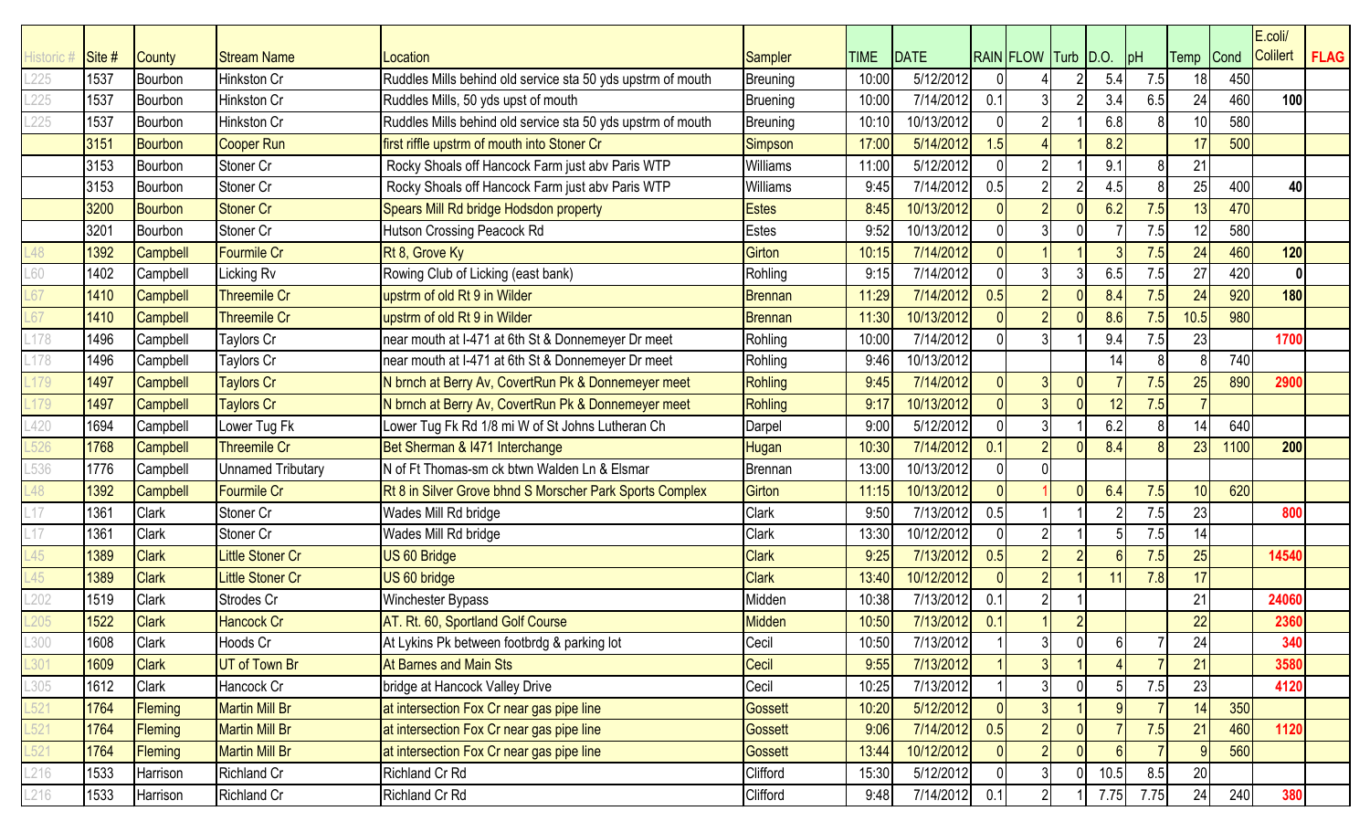| Historic # | Site # | County | Stream Name | Location | Sampler | TIME | DATE | RAIN | FLOW | Turb | D.O. | pH | Temp | Cond | E.coli/ Colilert | FLAG |
|---|---|---|---|---|---|---|---|---|---|---|---|---|---|---|---|---|
| L225 | 1537 | Bourbon | Hinkston Cr | Ruddles Mills behind old service sta 50 yds upstrm of mouth | Breuning | 10:00 | 5/12/2012 | 0 | 4 | 2 | 5.4 | 7.5 | 18 | 450 | | |
| L225 | 1537 | Bourbon | Hinkston Cr | Ruddles Mills, 50 yds upst of mouth | Bruening | 10:00 | 7/14/2012 | 0.1 | 3 | 2 | 3.4 | 6.5 | 24 | 460 | 100 | |
| L225 | 1537 | Bourbon | Hinkston Cr | Ruddles Mills behind old service sta 50 yds upstrm of mouth | Breuning | 10:10 | 10/13/2012 | 0 | 2 | 1 | 6.8 | 8 | 10 | 580 | | |
| | 3151 | Bourbon | Cooper Run | first riffle upstrm of mouth into Stoner Cr | Simpson | 17:00 | 5/14/2012 | 1.5 | 4 | 1 | 8.2 | | 17 | 500 | | |
| | 3153 | Bourbon | Stoner Cr | Rocky Shoals off Hancock Farm just abv Paris WTP | Williams | 11:00 | 5/12/2012 | 0 | 2 | 1 | 9.1 | 8 | 21 | | | |
| | 3153 | Bourbon | Stoner Cr | Rocky Shoals off Hancock Farm just abv Paris WTP | Williams | 9:45 | 7/14/2012 | 0.5 | 2 | 2 | 4.5 | 8 | 25 | 400 | 40 | |
| | 3200 | Bourbon | Stoner Cr | Spears Mill Rd bridge Hodsdon property | Estes | 8:45 | 10/13/2012 | 0 | 2 | 0 | 6.2 | 7.5 | 13 | 470 | | |
| | 3201 | Bourbon | Stoner Cr | Hutson Crossing Peacock Rd | Estes | 9:52 | 10/13/2012 | 0 | 3 | 0 | 7 | 7.5 | 12 | 580 | | |
| L48 | 1392 | Campbell | Fourmile Cr | Rt 8, Grove Ky | Girton | 10:15 | 7/14/2012 | 0 | 1 | 1 | 3 | 7.5 | 24 | 460 | 120 | |
| L60 | 1402 | Campbell | Licking Rv | Rowing Club of Licking (east bank) | Rohling | 9:15 | 7/14/2012 | 0 | 3 | 3 | 6.5 | 7.5 | 27 | 420 | 0 | |
| L67 | 1410 | Campbell | Threemile Cr | upstrm of old Rt 9 in Wilder | Brennan | 11:29 | 7/14/2012 | 0.5 | 2 | 0 | 8.4 | 7.5 | 24 | 920 | 180 | |
| L67 | 1410 | Campbell | Threemile Cr | upstrm of old Rt 9 in Wilder | Brennan | 11:30 | 10/13/2012 | 0 | 2 | 0 | 8.6 | 7.5 | 10.5 | 980 | | |
| L178 | 1496 | Campbell | Taylors Cr | near mouth at I-471 at 6th St & Donnemeyer Dr meet | Rohling | 10:00 | 7/14/2012 | 0 | 3 | 1 | 9.4 | 7.5 | 23 | | 1700 | |
| L178 | 1496 | Campbell | Taylors Cr | near mouth at I-471 at 6th St & Donnemeyer Dr meet | Rohling | 9:46 | 10/13/2012 | | | | 14 | 8 | 8 | 740 | | |
| L179 | 1497 | Campbell | Taylors Cr | N brnch at Berry Av, CovertRun Pk & Donnemeyer meet | Rohling | 9:45 | 7/14/2012 | 0 | 3 | 0 | 7 | 7.5 | 25 | 890 | 2900 | |
| L179 | 1497 | Campbell | Taylors Cr | N brnch at Berry Av, CovertRun Pk & Donnemeyer meet | Rohling | 9:17 | 10/13/2012 | 0 | 3 | 0 | 12 | 7.5 | 7 | | | |
| L420 | 1694 | Campbell | Lower Tug Fk | Lower Tug Fk Rd 1/8 mi W of St Johns Lutheran Ch | Darpel | 9:00 | 5/12/2012 | 0 | 3 | 1 | 6.2 | 8 | 14 | 640 | | |
| L526 | 1768 | Campbell | Threemile Cr | Bet Sherman & I471 Interchange | Hugan | 10:30 | 7/14/2012 | 0.1 | 2 | 0 | 8.4 | 8 | 23 | 1100 | 200 | |
| L536 | 1776 | Campbell | Unnamed Tributary | N of Ft Thomas-sm ck btwn Walden Ln & Elsmar | Brennan | 13:00 | 10/13/2012 | 0 | 0 | | | | | | | |
| L48 | 1392 | Campbell | Fourmile Cr | Rt 8 in Silver Grove bhnd S Morscher Park Sports Complex | Girton | 11:15 | 10/13/2012 | 0 | 1 | 0 | 6.4 | 7.5 | 10 | 620 | | |
| L17 | 1361 | Clark | Stoner Cr | Wades Mill Rd bridge | Clark | 9:50 | 7/13/2012 | 0.5 | 1 | 1 | 2 | 7.5 | 23 | | 800 | |
| L17 | 1361 | Clark | Stoner Cr | Wades Mill Rd bridge | Clark | 13:30 | 10/12/2012 | 0 | 2 | 1 | 5 | 7.5 | 14 | | | |
| L45 | 1389 | Clark | Little Stoner Cr | US 60 Bridge | Clark | 9:25 | 7/13/2012 | 0.5 | 2 | 2 | 6 | 7.5 | 25 | | 14540 | |
| L45 | 1389 | Clark | Little Stoner Cr | US 60 bridge | Clark | 13:40 | 10/12/2012 | 0 | 2 | 1 | 11 | 7.8 | 17 | | | |
| L202 | 1519 | Clark | Strodes Cr | Winchester Bypass | Midden | 10:38 | 7/13/2012 | 0.1 | 2 | 1 | | | 21 | | 24060 | |
| L205 | 1522 | Clark | Hancock Cr | AT. Rt. 60, Sportland Golf Course | Midden | 10:50 | 7/13/2012 | 0.1 | 1 | 2 | | | 22 | | 2360 | |
| L300 | 1608 | Clark | Hoods Cr | At Lykins Pk between footbrdg & parking lot | Cecil | 10:50 | 7/13/2012 | 1 | 3 | 0 | 6 | 7 | 24 | | 340 | |
| L301 | 1609 | Clark | UT of Town Br | At Barnes and Main Sts | Cecil | 9:55 | 7/13/2012 | 1 | 3 | 1 | 4 | 7 | 21 | | 3580 | |
| L305 | 1612 | Clark | Hancock Cr | bridge at Hancock Valley Drive | Cecil | 10:25 | 7/13/2012 | 1 | 3 | 0 | 5 | 7.5 | 23 | | 4120 | |
| L521 | 1764 | Fleming | Martin Mill Br | at intersection Fox Cr near gas pipe line | Gossett | 10:20 | 5/12/2012 | 0 | 3 | 1 | 9 | 7 | 14 | 350 | | |
| L521 | 1764 | Fleming | Martin Mill Br | at intersection Fox Cr near gas pipe line | Gossett | 9:06 | 7/14/2012 | 0.5 | 2 | 0 | 7 | 7.5 | 21 | 460 | 1120 | |
| L521 | 1764 | Fleming | Martin Mill Br | at intersection Fox Cr near gas pipe line | Gossett | 13:44 | 10/12/2012 | 0 | 2 | 0 | 6 | 7 | 9 | 560 | | |
| L216 | 1533 | Harrison | Richland Cr | Richland Cr Rd | Clifford | 15:30 | 5/12/2012 | 0 | 3 | 0 | 10.5 | 8.5 | 20 | | | |
| L216 | 1533 | Harrison | Richland Cr | Richland Cr Rd | Clifford | 9:48 | 7/14/2012 | 0.1 | 2 | 1 | 7.75 | 7.75 | 24 | 240 | 380 | |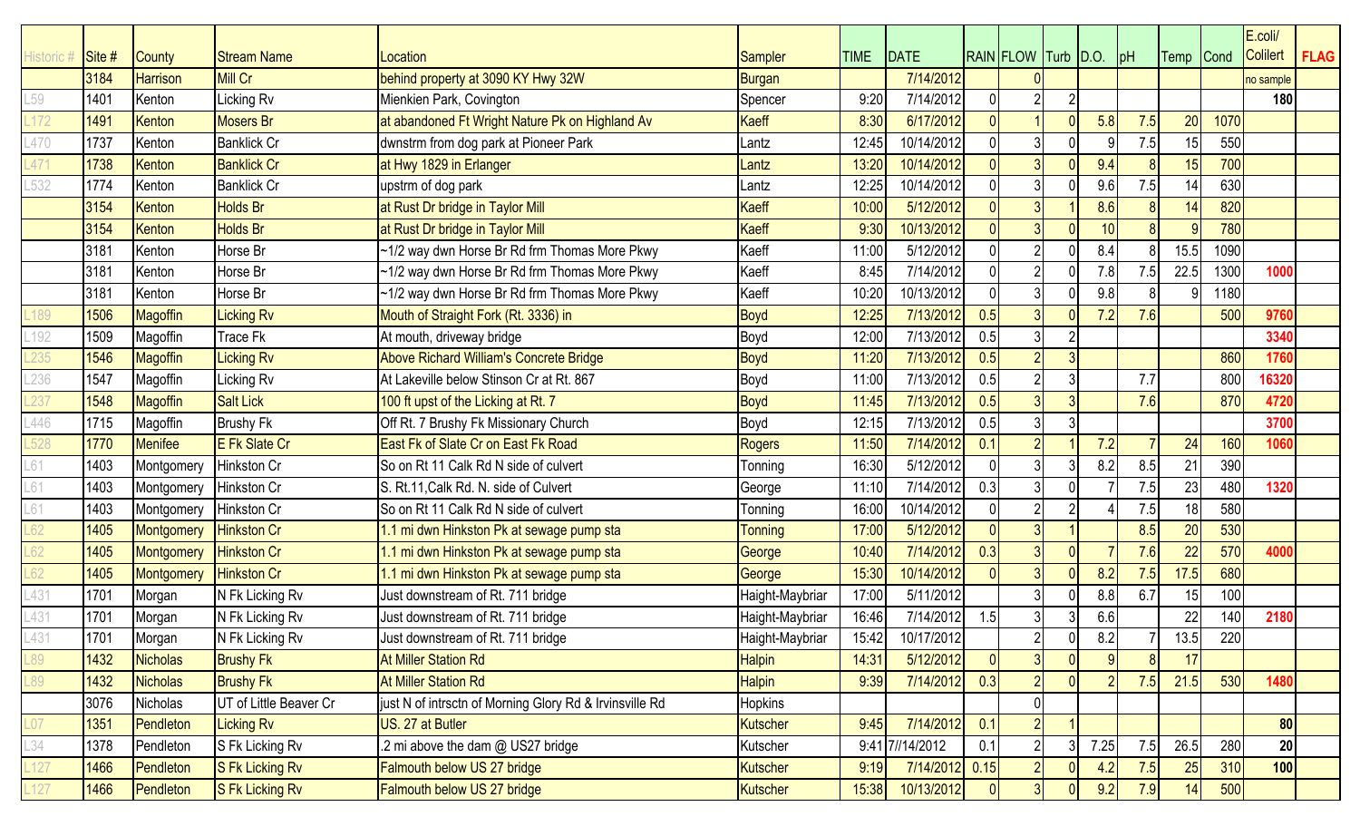| Historic # | Site # | County | Stream Name | Location | Sampler | TIME | DATE | RAIN | FLOW | Turb | D.O. | pH | Temp | Cond | E.coli/ Colilert | FLAG |
|---|---|---|---|---|---|---|---|---|---|---|---|---|---|---|---|---|
| | 3184 | Harrison | Mill Cr | behind property at 3090 KY Hwy 32W | Burgan | | 7/14/2012 | | 0 | | | | | | no sample | |
| L59 | 1401 | Kenton | Licking Rv | Mienkien Park, Covington | Spencer | 9:20 | 7/14/2012 | 0 | 2 | 2 | | | | | 180 | |
| L172 | 1491 | Kenton | Mosers Br | at abandoned Ft Wright Nature Pk on Highland Av | Kaeff | 8:30 | 6/17/2012 | 0 | 1 | 0 | 5.8 | 7.5 | 20 | 1070 | | |
| L470 | 1737 | Kenton | Banklick Cr | dwnstrm from dog park at Pioneer Park | Lantz | 12:45 | 10/14/2012 | 0 | 3 | 0 | 9 | 7.5 | 15 | 550 | | |
| L471 | 1738 | Kenton | Banklick Cr | at Hwy 1829 in Erlanger | Lantz | 13:20 | 10/14/2012 | 0 | 3 | 0 | 9.4 | 8 | 15 | 700 | | |
| L532 | 1774 | Kenton | Banklick Cr | upstrm of dog park | Lantz | 12:25 | 10/14/2012 | 0 | 3 | 0 | 9.6 | 7.5 | 14 | 630 | | |
| | 3154 | Kenton | Holds Br | at Rust Dr bridge in Taylor Mill | Kaeff | 10:00 | 5/12/2012 | 0 | 3 | 1 | 8.6 | 8 | 14 | 820 | | |
| | 3154 | Kenton | Holds Br | at Rust Dr bridge in Taylor Mill | Kaeff | 9:30 | 10/13/2012 | 0 | 3 | 0 | 10 | 8 | 9 | 780 | | |
| | 3181 | Kenton | Horse Br | ~1/2 way dwn Horse Br Rd frm Thomas More Pkwy | Kaeff | 11:00 | 5/12/2012 | 0 | 2 | 0 | 8.4 | 8 | 15.5 | 1090 | | |
| | 3181 | Kenton | Horse Br | ~1/2 way dwn Horse Br Rd frm Thomas More Pkwy | Kaeff | 8:45 | 7/14/2012 | 0 | 2 | 0 | 7.8 | 7.5 | 22.5 | 1300 | 1000 | |
| | 3181 | Kenton | Horse Br | ~1/2 way dwn Horse Br Rd frm Thomas More Pkwy | Kaeff | 10:20 | 10/13/2012 | 0 | 3 | 0 | 9.8 | 8 | 9 | 1180 | | |
| L189 | 1506 | Magoffin | Licking Rv | Mouth of Straight Fork (Rt. 3336) in | Boyd | 12:25 | 7/13/2012 | 0.5 | 3 | 0 | 7.2 | 7.6 | | 500 | 9760 | |
| L192 | 1509 | Magoffin | Trace Fk | At mouth, driveway bridge | Boyd | 12:00 | 7/13/2012 | 0.5 | 3 | 2 | | | | | 3340 | |
| L235 | 1546 | Magoffin | Licking Rv | Above Richard William's Concrete Bridge | Boyd | 11:20 | 7/13/2012 | 0.5 | 2 | 3 | | | | 860 | 1760 | |
| L236 | 1547 | Magoffin | Licking Rv | At Lakeville below Stinson Cr at Rt. 867 | Boyd | 11:00 | 7/13/2012 | 0.5 | 2 | 3 | | 7.7 | | 800 | 16320 | |
| L237 | 1548 | Magoffin | Salt Lick | 100 ft upst of the Licking at Rt. 7 | Boyd | 11:45 | 7/13/2012 | 0.5 | 3 | 3 | | 7.6 | | 870 | 4720 | |
| L446 | 1715 | Magoffin | Brushy Fk | Off Rt. 7 Brushy Fk Missionary Church | Boyd | 12:15 | 7/13/2012 | 0.5 | 3 | 3 | | | | | 3700 | |
| L528 | 1770 | Menifee | E Fk Slate Cr | East Fk of Slate Cr on East Fk Road | Rogers | 11:50 | 7/14/2012 | 0.1 | 2 | 1 | 7.2 | 7 | 24 | 160 | 1060 | |
| L61 | 1403 | Montgomery | Hinkston Cr | So on Rt 11 Calk Rd N side of culvert | Tonning | 16:30 | 5/12/2012 | 0 | 3 | 3 | 8.2 | 8.5 | 21 | 390 | | |
| L61 | 1403 | Montgomery | Hinkston Cr | S. Rt.11,Calk Rd. N. side of Culvert | George | 11:10 | 7/14/2012 | 0.3 | 3 | 0 | 7 | 7.5 | 23 | 480 | 1320 | |
| L61 | 1403 | Montgomery | Hinkston Cr | So on Rt 11 Calk Rd N side of culvert | Tonning | 16:00 | 10/14/2012 | 0 | 2 | 2 | 4 | 7.5 | 18 | 580 | | |
| L62 | 1405 | Montgomery | Hinkston Cr | 1.1 mi dwn Hinkston Pk at sewage pump sta | Tonning | 17:00 | 5/12/2012 | 0 | 3 | 1 | | 8.5 | 20 | 530 | | |
| L62 | 1405 | Montgomery | Hinkston Cr | 1.1 mi dwn Hinkston Pk at sewage pump sta | George | 10:40 | 7/14/2012 | 0.3 | 3 | 0 | 7 | 7.6 | 22 | 570 | 4000 | |
| L62 | 1405 | Montgomery | Hinkston Cr | 1.1 mi dwn Hinkston Pk at sewage pump sta | George | 15:30 | 10/14/2012 | 0 | 3 | 0 | 8.2 | 7.5 | 17.5 | 680 | | |
| L431 | 1701 | Morgan | N Fk Licking Rv | Just downstream of Rt. 711 bridge | Haight-Maybriar | 17:00 | 5/11/2012 | | 3 | 0 | 8.8 | 6.7 | 15 | 100 | | |
| L431 | 1701 | Morgan | N Fk Licking Rv | Just downstream of Rt. 711 bridge | Haight-Maybriar | 16:46 | 7/14/2012 | 1.5 | 3 | 3 | 6.6 | | 22 | 140 | 2180 | |
| L431 | 1701 | Morgan | N Fk Licking Rv | Just downstream of Rt. 711 bridge | Haight-Maybriar | 15:42 | 10/17/2012 | | 2 | 0 | 8.2 | 7 | 13.5 | 220 | | |
| L89 | 1432 | Nicholas | Brushy Fk | At Miller Station Rd | Halpin | 14:31 | 5/12/2012 | 0 | 3 | 0 | 9 | 8 | 17 | | | |
| L89 | 1432 | Nicholas | Brushy Fk | At Miller Station Rd | Halpin | 9:39 | 7/14/2012 | 0.3 | 2 | 0 | 2 | 7.5 | 21.5 | 530 | 1480 | |
| | 3076 | Nicholas | UT of Little Beaver Cr | just N of intrsctn of Morning Glory Rd & Irvinsville Rd | Hopkins | | | | 0 | | | | | | | |
| L07 | 1351 | Pendleton | Licking Rv | US. 27 at Butler | Kutscher | 9:45 | 7/14/2012 | 0.1 | 2 | 1 | | | | | 80 | |
| L34 | 1378 | Pendleton | S Fk Licking Rv | .2 mi above the dam @ US27 bridge | Kutscher | 9:41 | 7//14/2012 | 0.1 | 2 | 3 | 7.25 | 7.5 | 26.5 | 280 | 20 | |
| L127 | 1466 | Pendleton | S Fk Licking Rv | Falmouth below US 27 bridge | Kutscher | 9:19 | 7/14/2012 | 0.15 | 2 | 0 | 4.2 | 7.5 | 25 | 310 | 100 | |
| L127 | 1466 | Pendleton | S Fk Licking Rv | Falmouth below US 27 bridge | Kutscher | 15:38 | 10/13/2012 | 0 | 3 | 0 | 9.2 | 7.9 | 14 | 500 | | |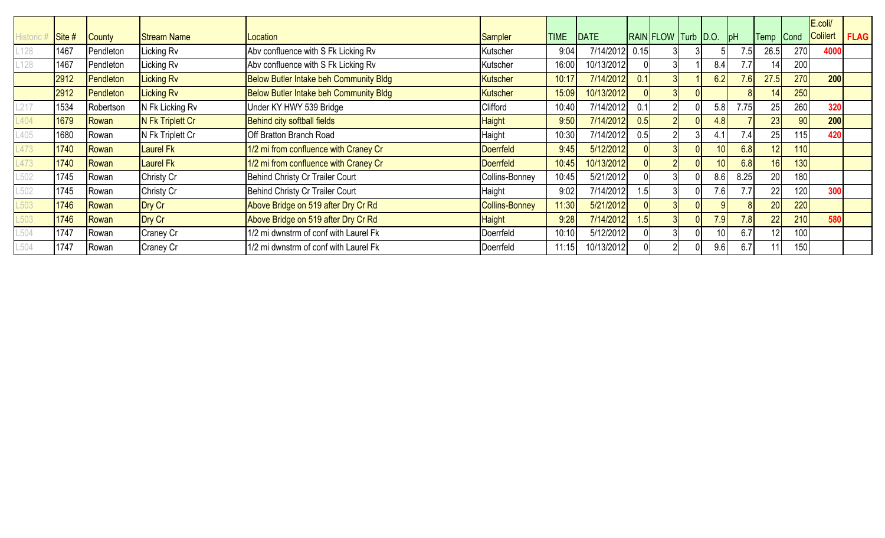| Historic # | Site # | County | Stream Name | Location | Sampler | TIME | DATE | RAIN | FLOW | Turb | D.O. | pH | Temp | Cond | E.coli/ Colilert | FLAG |
|---|---|---|---|---|---|---|---|---|---|---|---|---|---|---|---|---|
| L128 | 1467 | Pendleton | Licking Rv | Abv confluence with S Fk Licking Rv | Kutscher | 9:04 | 7/14/2012 | 0.15 | 3 | 3 | 5 | 7.5 | 26.5 | 270 | **4000** | |
| L128 | 1467 | Pendleton | Licking Rv | Abv confluence with S Fk Licking Rv | Kutscher | 16:00 | 10/13/2012 | 0 | 3 | 1 | 8.4 | 7.7 | 14 | 200 | | |
| | 2912 | Pendleton | Licking Rv | Below Butler Intake beh Community Bldg | Kutscher | 10:17 | 7/14/2012 | 0.1 | 3 | 1 | 6.2 | 7.6 | 27.5 | 270 | **200** | |
| | 2912 | Pendleton | Licking Rv | Below Butler Intake beh Community Bldg | Kutscher | 15:09 | 10/13/2012 | 0 | 3 | 0 | | 8 | 14 | 250 | | |
| L217 | 1534 | Robertson | N Fk Licking Rv | Under KY HWY 539 Bridge | Clifford | 10:40 | 7/14/2012 | 0.1 | 2 | 0 | 5.8 | 7.75 | 25 | 260 | **320** | |
| L404 | 1679 | Rowan | N Fk Triplett Cr | Behind city softball fields | Haight | 9:50 | 7/14/2012 | 0.5 | 2 | 0 | 4.8 | 7 | 23 | 90 | **200** | |
| L405 | 1680 | Rowan | N Fk Triplett Cr | Off Bratton Branch Road | Haight | 10:30 | 7/14/2012 | 0.5 | 2 | 3 | 4.1 | 7.4 | 25 | 115 | **420** | |
| L473 | 1740 | Rowan | Laurel Fk | 1/2 mi from confluence with Craney Cr | Doerrfeld | 9:45 | 5/12/2012 | 0 | 3 | 0 | 10 | 6.8 | 12 | 110 | | |
| L473 | 1740 | Rowan | Laurel Fk | 1/2 mi from confluence with Craney Cr | Doerrfeld | 10:45 | 10/13/2012 | 0 | 2 | 0 | 10 | 6.8 | 16 | 130 | | |
| L502 | 1745 | Rowan | Christy Cr | Behind Christy Cr Trailer Court | Collins-Bonney | 10:45 | 5/21/2012 | 0 | 3 | 0 | 8.6 | 8.25 | 20 | 180 | | |
| L502 | 1745 | Rowan | Christy Cr | Behind Christy Cr Trailer Court | Haight | 9:02 | 7/14/2012 | 1.5 | 3 | 0 | 7.6 | 7.7 | 22 | 120 | **300** | |
| L503 | 1746 | Rowan | Dry Cr | Above Bridge on 519 after Dry Cr Rd | Collins-Bonney | 11:30 | 5/21/2012 | 0 | 3 | 0 | 9 | 8 | 20 | 220 | | |
| L503 | 1746 | Rowan | Dry Cr | Above Bridge on 519 after Dry Cr Rd | Haight | 9:28 | 7/14/2012 | 1.5 | 3 | 0 | 7.9 | 7.8 | 22 | 210 | **580** | |
| L504 | 1747 | Rowan | Craney Cr | 1/2 mi dwnstrm of conf with Laurel Fk | Doerrfeld | 10:10 | 5/12/2012 | 0 | 3 | 0 | 10 | 6.7 | 12 | 100 | | |
| L504 | 1747 | Rowan | Craney Cr | 1/2 mi dwnstrm of conf with Laurel Fk | Doerrfeld | 11:15 | 10/13/2012 | 0 | 2 | 0 | 9.6 | 6.7 | 11 | 150 | | |